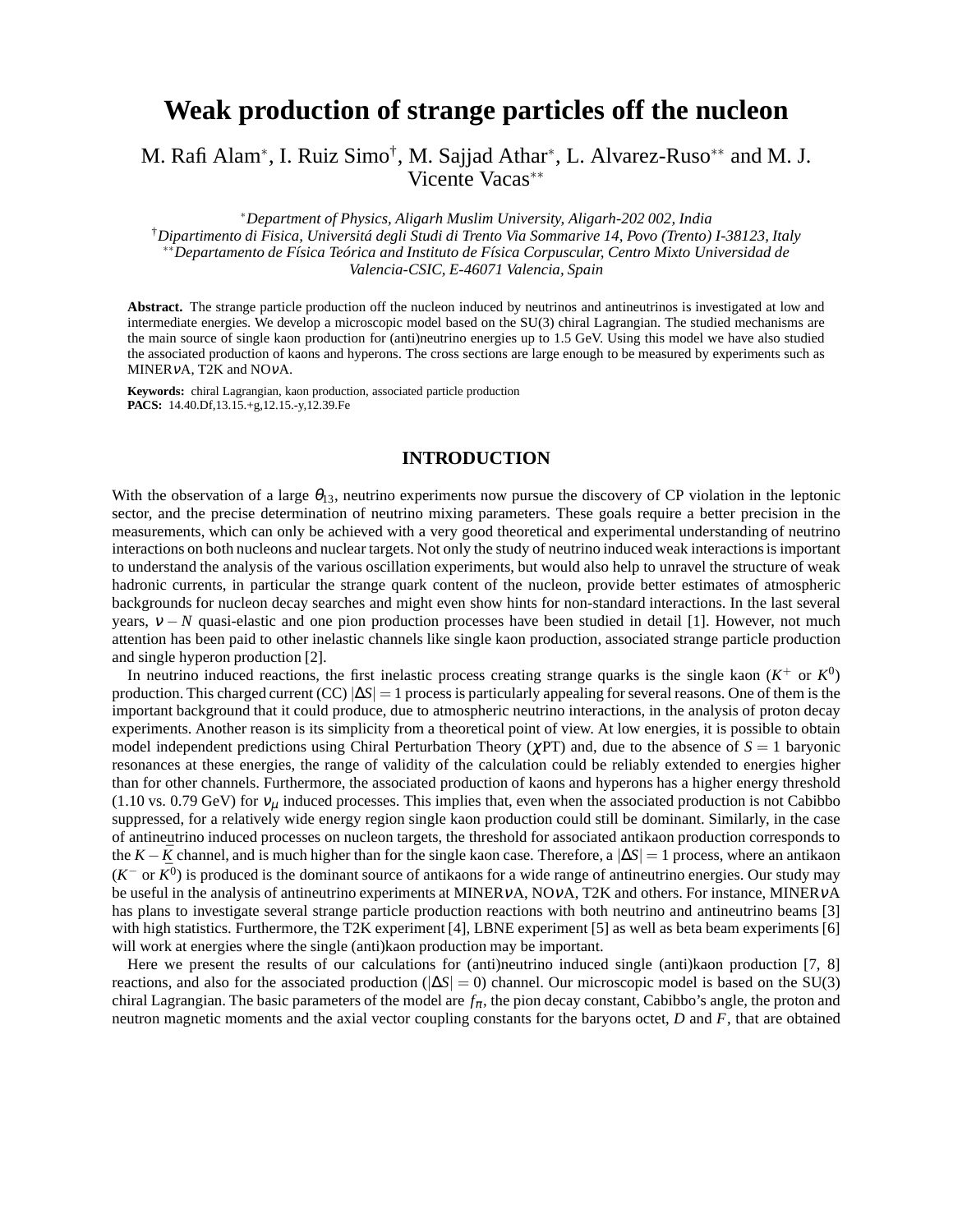# Weak production of strange particles off the nucleon

M. Rafi Alam[*], I. Ruiz Simo[†], M. Sajjad Athar[*], L. Alvarez-Ruso[**] and M. J. Vicente Vacas[**]

[*]*Department of Physics, Aligarh Muslim University, Aligarh-202 002, India*
[†]*Dipartimento di Fisica, Universitá degli Studi di Trento Via Sommarive 14, Povo (Trento) I-38123, Italy*
[**]*Departamento de Física Teórica and Instituto de Física Corpuscular, Centro Mixto Universidad de Valencia-CSIC, E-46071 Valencia, Spain*

**Abstract.** The strange particle production off the nucleon induced by neutrinos and antineutrinos is investigated at low and intermediate energies. We develop a microscopic model based on the SU(3) chiral Lagrangian. The studied mechanisms are the main source of single kaon production for (anti)neutrino energies up to 1.5 GeV. Using this model we have also studied the associated production of kaons and hyperons. The cross sections are large enough to be measured by experiments such as MINER$\nu$A, T2K and NO$\nu$A.

**Keywords:** chiral Lagrangian, kaon production, associated particle production
**PACS:** 14.40.Df,13.15.+g,12.15.-y,12.39.Fe

## INTRODUCTION

With the observation of a large $\theta_{13}$, neutrino experiments now pursue the discovery of CP violation in the leptonic sector, and the precise determination of neutrino mixing parameters. These goals require a better precision in the measurements, which can only be achieved with a very good theoretical and experimental understanding of neutrino interactions on both nucleons and nuclear targets. Not only the study of neutrino induced weak interactions is important to understand the analysis of the various oscillation experiments, but would also help to unravel the structure of weak hadronic currents, in particular the strange quark content of the nucleon, provide better estimates of atmospheric backgrounds for nucleon decay searches and might even show hints for non-standard interactions. In the last several years, $\nu - N$ quasi-elastic and one pion production processes have been studied in detail [1]. However, not much attention has been paid to other inelastic channels like single kaon production, associated strange particle production and single hyperon production [2].

In neutrino induced reactions, the first inelastic process creating strange quarks is the single kaon ($K^+$ or $K^0$) production. This charged current (CC) $|\Delta S| = 1$ process is particularly appealing for several reasons. One of them is the important background that it could produce, due to atmospheric neutrino interactions, in the analysis of proton decay experiments. Another reason is its simplicity from a theoretical point of view. At low energies, it is possible to obtain model independent predictions using Chiral Perturbation Theory ($\chi$PT) and, due to the absence of $S = 1$ baryonic resonances at these energies, the range of validity of the calculation could be reliably extended to energies higher than for other channels. Furthermore, the associated production of kaons and hyperons has a higher energy threshold (1.10 vs. 0.79 GeV) for $\nu_\mu$ induced processes. This implies that, even when the associated production is not Cabibbo suppressed, for a relatively wide energy region single kaon production could still be dominant. Similarly, in the case of antineutrino induced processes on nucleon targets, the threshold for associated antikaon production corresponds to the $K - \bar{K}$ channel, and is much higher than for the single kaon case. Therefore, a $|\Delta S| = 1$ process, where an antikaon ($K^-$ or $\bar{K}^0$) is produced is the dominant source of antikaons for a wide range of antineutrino energies. Our study may be useful in the analysis of antineutrino experiments at MINER$\nu$A, NO$\nu$A, T2K and others. For instance, MINER$\nu$A has plans to investigate several strange particle production reactions with both neutrino and antineutrino beams [3] with high statistics. Furthermore, the T2K experiment [4], LBNE experiment [5] as well as beta beam experiments [6] will work at energies where the single (anti)kaon production may be important.

Here we present the results of our calculations for (anti)neutrino induced single (anti)kaon production [7, 8] reactions, and also for the associated production ($|\Delta S| = 0$) channel. Our microscopic model is based on the SU(3) chiral Lagrangian. The basic parameters of the model are $f_\pi$, the pion decay constant, Cabibbo's angle, the proton and neutron magnetic moments and the axial vector coupling constants for the baryons octet, $D$ and $F$, that are obtained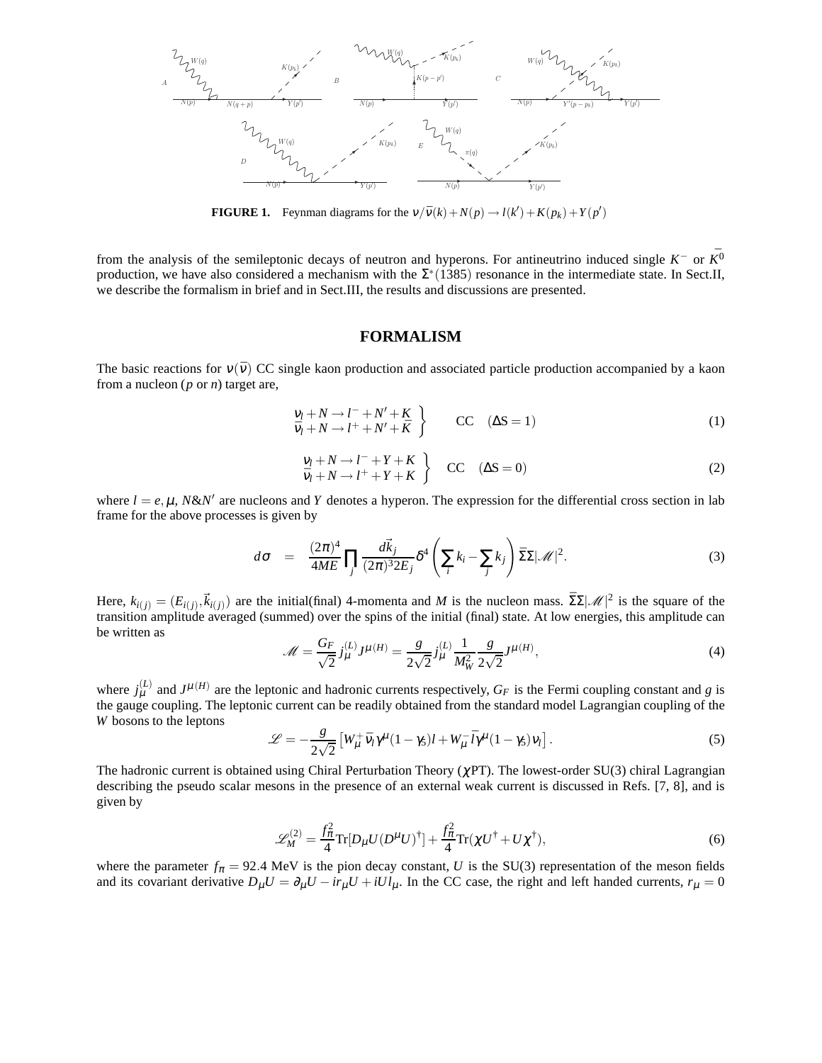**FIGURE 1.** Feynman diagrams for the $\nu/\bar{\nu}(k) + N(p) \to l(k') + K(p_k) + Y(p')$

from the analysis of the semileptonic decays of neutron and hyperons. For antineutrino induced single $K^-$ or $\bar{K}^0$ production, we have also considered a mechanism with the $\Sigma^*(1385)$ resonance in the intermediate state. In Sect.II, we describe the formalism in brief and in Sect.III, the results and discussions are presented.

## FORMALISM

The basic reactions for $\nu(\bar{\nu})$ CC single kaon production and associated particle production accompanied by a kaon from a nucleon ($p$ or $n$) target are,

$$\left.\begin{array}{l} \nu_l + N \to l^- + N' + K \\ \bar{\nu}_l + N \to l^+ + N' + \bar{K} \end{array}\right\} \qquad \text{CC} \quad (\Delta S = 1) \tag{1}$$

$$\left.\begin{array}{l} \nu_l + N \to l^- + Y + K \\ \bar{\nu}_l + N \to l^+ + Y + K \end{array}\right\} \quad \text{CC} \quad (\Delta S = 0) \tag{2}$$

where $l = e, \mu$, $N$&$N'$ are nucleons and $Y$ denotes a hyperon. The expression for the differential cross section in lab frame for the above processes is given by

$$d\sigma \;\; = \;\; \frac{(2\pi)^4}{4ME} \prod_j \frac{d\vec{k}_j}{(2\pi)^3 2E_j} \delta^4\left(\sum_i k_i - \sum_j k_j\right) \bar{\Sigma}\Sigma|\mathscr{M}|^2. \tag{3}$$

Here, $k_{i(j)} = (E_{i(j)}, \vec{k}_{i(j)})$ are the initial(final) 4-momenta and $M$ is the nucleon mass. $\bar{\Sigma}\Sigma|\mathscr{M}|^2$ is the square of the transition amplitude averaged (summed) over the spins of the initial (final) state. At low energies, this amplitude can be written as

$$\mathscr{M} = \frac{G_F}{\sqrt{2}} j_\mu^{(L)} J^{\mu(H)} = \frac{g}{2\sqrt{2}} j_\mu^{(L)} \frac{1}{M_W^2} \frac{g}{2\sqrt{2}} J^{\mu(H)}, \tag{4}$$

where $j_\mu^{(L)}$ and $J^{\mu(H)}$ are the leptonic and hadronic currents respectively, $G_F$ is the Fermi coupling constant and $g$ is the gauge coupling. The leptonic current can be readily obtained from the standard model Lagrangian coupling of the $W$ bosons to the leptons

$$\mathscr{L} = -\frac{g}{2\sqrt{2}} \left[ W_\mu^+ \bar{\nu}_l \gamma^\mu (1-\gamma_5) l + W_\mu^- \bar{l} \gamma^\mu (1-\gamma_5) \nu_l \right]. \tag{5}$$

The hadronic current is obtained using Chiral Perturbation Theory ($\chi$PT). The lowest-order SU(3) chiral Lagrangian describing the pseudo scalar mesons in the presence of an external weak current is discussed in Refs. [7, 8], and is given by

$$\mathscr{L}_M^{(2)} = \frac{f_\pi^2}{4} \text{Tr}[D_\mu U (D^\mu U)^\dagger] + \frac{f_\pi^2}{4} \text{Tr}(\chi U^\dagger + U \chi^\dagger), \tag{6}$$

where the parameter $f_\pi = 92.4$ MeV is the pion decay constant, $U$ is the SU(3) representation of the meson fields and its covariant derivative $D_\mu U = \partial_\mu U - i r_\mu U + i U l_\mu$. In the CC case, the right and left handed currents, $r_\mu = 0$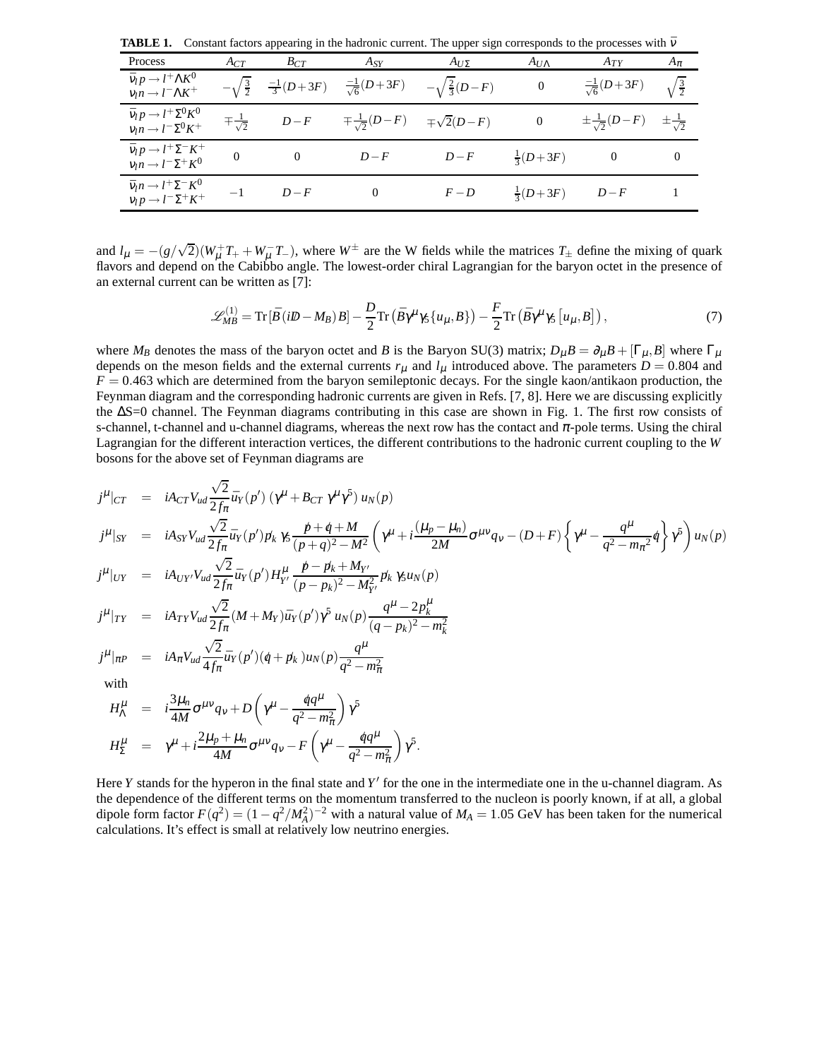**TABLE 1.** Constant factors appearing in the hadronic current. The upper sign corresponds to the processes with $\bar{\nu}$

| Process | $A_{CT}$ | $B_{CT}$ | $A_{SY}$ | $A_{U\Sigma}$ | $A_{U\Lambda}$ | $A_{TY}$ | $A_{\pi}$ |
|---|---|---|---|---|---|---|---|
| $\bar{\nu}_l p \to l^+ \Lambda K^0$ <br> $\nu_l n \to l^- \Lambda K^+$ | $-\sqrt{\frac{3}{2}}$ | $\frac{-1}{3}(D+3F)$ | $\frac{-1}{\sqrt{6}}(D+3F)$ | $-\sqrt{\frac{2}{3}}(D-F)$ | 0 | $\frac{-1}{\sqrt{6}}(D+3F)$ | $\sqrt{\frac{3}{2}}$ |
| $\bar{\nu}_l p \to l^+ \Sigma^0 K^0$ <br> $\nu_l n \to l^- \Sigma^0 K^+$ | $\mp\frac{1}{\sqrt{2}}$ | $D-F$ | $\mp\frac{1}{\sqrt{2}}(D-F)$ | $\mp\sqrt{2}(D-F)$ | 0 | $\pm\frac{1}{\sqrt{2}}(D-F)$ | $\pm\frac{1}{\sqrt{2}}$ |
| $\bar{\nu}_l p \to l^+ \Sigma^- K^+$ <br> $\nu_l n \to l^- \Sigma^+ K^0$ | 0 | 0 | $D-F$ | $D-F$ | $\frac{1}{3}(D+3F)$ | 0 | 0 |
| $\bar{\nu}_l n \to l^+ \Sigma^- K^0$ <br> $\nu_l p \to l^- \Sigma^+ K^+$ | $-1$ | $D-F$ | 0 | $F-D$ | $\frac{1}{3}(D+3F)$ | $D-F$ | 1 |

and $l_\mu = -(g/\sqrt{2})(W_\mu^+ T_+ + W_\mu^- T_-)$, where $W^\pm$ are the W fields while the matrices $T_\pm$ define the mixing of quark flavors and depend on the Cabibbo angle. The lowest-order chiral Lagrangian for the baryon octet in the presence of an external current can be written as [7]:

$$\mathscr{L}_{MB}^{(1)} = \mathrm{Tr}\left[\bar{B}(i\not{D} - M_B)B\right] - \frac{D}{2}\mathrm{Tr}\left(\bar{B}\gamma^\mu\gamma_5\{u_\mu, B\}\right) - \frac{F}{2}\mathrm{Tr}\left(\bar{B}\gamma^\mu\gamma_5\left[u_\mu, B\right]\right), \tag{7}$$

where $M_B$ denotes the mass of the baryon octet and $B$ is the Baryon SU(3) matrix; $D_\mu B = \partial_\mu B + [\Gamma_\mu, B]$ where $\Gamma_\mu$ depends on the meson fields and the external currents $r_\mu$ and $l_\mu$ introduced above. The parameters $D = 0.804$ and $F = 0.463$ which are determined from the baryon semileptonic decays. For the single kaon/antikaon production, the Feynman diagram and the corresponding hadronic currents are given in Refs. [7, 8]. Here we are discussing explicitly the $\Delta$S=0 channel. The Feynman diagrams contributing in this case are shown in Fig. 1. The first row consists of s-channel, t-channel and u-channel diagrams, whereas the next row has the contact and $\pi$-pole terms. Using the chiral Lagrangian for the different interaction vertices, the different contributions to the hadronic current coupling to the $W$ bosons for the above set of Feynman diagrams are

$$\begin{aligned}
j^\mu|_{CT} &= iA_{CT}V_{ud}\frac{\sqrt{2}}{2f_\pi}\bar{u}_Y(p')\left(\gamma^\mu + B_{CT}\,\gamma^\mu\gamma^5\right)u_N(p) \\
j^\mu|_{SY} &= iA_{SY}V_{ud}\frac{\sqrt{2}}{2f_\pi}\bar{u}_Y(p')\not{p}_k\gamma_5\frac{\not{p}+\not{q}+M}{(p+q)^2-M^2}\left(\gamma^\mu + i\frac{(\mu_p-\mu_n)}{2M}\sigma^{\mu\nu}q_\nu - (D+F)\left\{\gamma^\mu - \frac{q^\mu}{q^2-m_\pi{}^2}\not{q}\right\}\gamma^5\right)u_N(p) \\
j^\mu|_{UY} &= iA_{UY'}V_{ud}\frac{\sqrt{2}}{2f_\pi}\bar{u}_Y(p')H^\mu_{Y'}\frac{\not{p}-\not{p}_k+M_{Y'}}{(p-p_k)^2-M_{Y'}^2}\not{p}_k\gamma_5 u_N(p) \\
j^\mu|_{TY} &= iA_{TY}V_{ud}\frac{\sqrt{2}}{2f_\pi}(M+M_Y)\bar{u}_Y(p')\gamma^5\,u_N(p)\frac{q^\mu-2p_k^\mu}{(q-p_k)^2-m_k^2} \\
j^\mu|_{\pi P} &= iA_\pi V_{ud}\frac{\sqrt{2}}{4f_\pi}\bar{u}_Y(p')(\not{q}+\not{p}_k)u_N(p)\frac{q^\mu}{q^2-m_\pi^2}
\end{aligned}$$

with

$$\begin{aligned}
H^\mu_\Lambda &= i\frac{3\mu_n}{4M}\sigma^{\mu\nu}q_\nu + D\left(\gamma^\mu - \frac{\not{q}q^\mu}{q^2-m_\pi^2}\right)\gamma^5 \\
H^\mu_\Sigma &= \gamma^\mu + i\frac{2\mu_p+\mu_n}{4M}\sigma^{\mu\nu}q_\nu - F\left(\gamma^\mu - \frac{\not{q}q^\mu}{q^2-m_\pi^2}\right)\gamma^5.
\end{aligned}$$

Here $Y$ stands for the hyperon in the final state and $Y'$ for the one in the intermediate one in the u-channel diagram. As the dependence of the different terms on the momentum transferred to the nucleon is poorly known, if at all, a global dipole form factor $F(q^2) = (1 - q^2/M_A^2)^{-2}$ with a natural value of $M_A = 1.05$ GeV has been taken for the numerical calculations. It's effect is small at relatively low neutrino energies.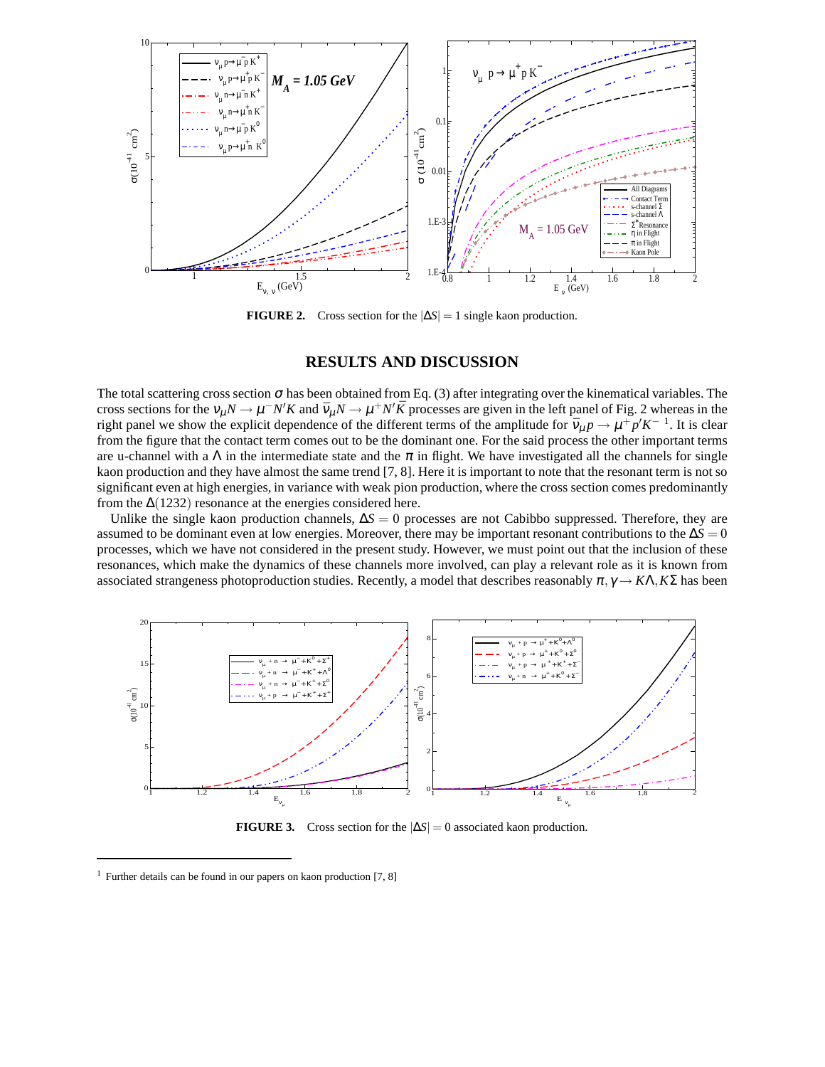**FIGURE 2.** Cross section for the $|\Delta S| = 1$ single kaon production.

## RESULTS AND DISCUSSION

The total scattering cross section $\sigma$ has been obtained from Eq. (3) after integrating over the kinematical variables. The cross sections for the $\nu_\mu N \to \mu^- N' K$ and $\bar{\nu}_\mu N \to \mu^+ N' \bar{K}$ processes are given in the left panel of Fig. 2 whereas in the right panel we show the explicit dependence of the different terms of the amplitude for $\bar{\nu}_\mu p \to \mu^+ p' K^-$ [1]. It is clear from the figure that the contact term comes out to be the dominant one. For the said process the other important terms are u-channel with a $\Lambda$ in the intermediate state and the $\pi$ in flight. We have investigated all the channels for single kaon production and they have almost the same trend [7, 8]. Here it is important to note that the resonant term is not so significant even at high energies, in variance with weak pion production, where the cross section comes predominantly from the $\Delta(1232)$ resonance at the energies considered here.

Unlike the single kaon production channels, $\Delta S = 0$ processes are not Cabibbo suppressed. Therefore, they are assumed to be dominant even at low energies. Moreover, there may be important resonant contributions to the $\Delta S = 0$ processes, which we have not considered in the present study. However, we must point out that the inclusion of these resonances, which make the dynamics of these channels more involved, can play a relevant role as it is known from associated strangeness photoproduction studies. Recently, a model that describes reasonably $\pi, \gamma \to K\Lambda, K\Sigma$ has been

**FIGURE 3.** Cross section for the $|\Delta S| = 0$ associated kaon production.

[1] Further details can be found in our papers on kaon production [7, 8]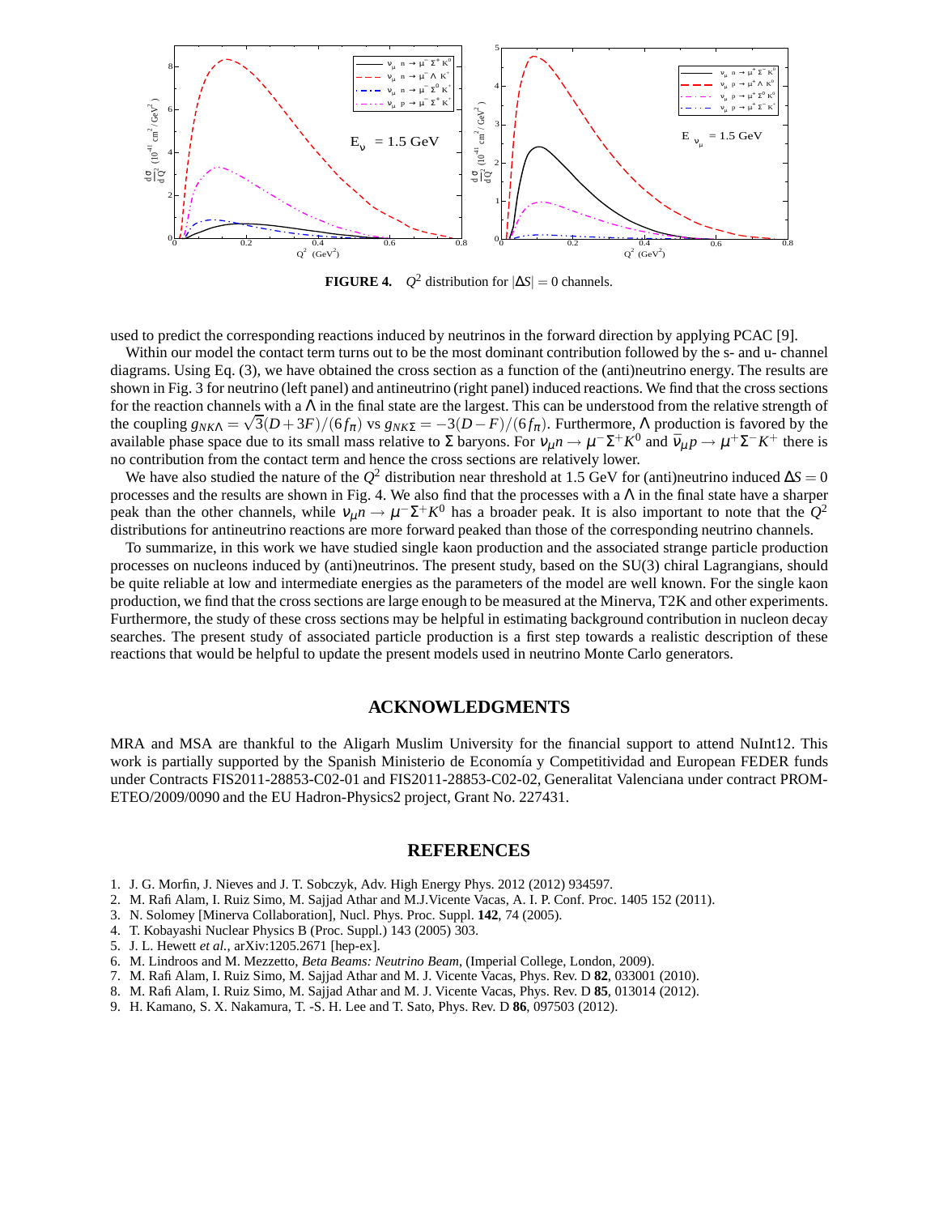$E_\nu$ = 1.5 GeV

$\nu_\mu\ n \rightarrow \mu^- \Sigma^+ K^0$

$\nu_\mu\ n \rightarrow \mu^- \Lambda K^+$

$\nu_\mu\ n \rightarrow \mu^- \Sigma^0 K^+$

$\nu_\mu\ p \rightarrow \mu^- \Sigma^+ K^+$

$\frac{d\sigma}{dQ^2}$ ($10^{-41}$ cm$^2$ / GeV$^2$)

$Q^2$ (GeV$^2$)

0 2 4 6 8

0 0.2 0.4 0.6 0.8

$E_{\nu_\mu}$ = 1.5 GeV

$\nu_\mu\ n \rightarrow \mu^+ \Sigma^- K^0$

$\nu_\mu\ p \rightarrow \mu^+ \Lambda K^0$

$\nu_\mu\ p \rightarrow \mu^+ \Sigma^0 K^0$

$\nu_\mu\ p \rightarrow \mu^+ \Sigma^- K^+$

$\frac{d\sigma}{dQ^2}$ ($10^{-41}$ cm$^2$ / GeV$^2$)

$Q^2$ (GeV$^2$)

0 1 2 3 4 5

0 0.2 0.4 0.6 0.8

**FIGURE 4.** $Q^2$ distribution for $|\Delta S| = 0$ channels.

used to predict the corresponding reactions induced by neutrinos in the forward direction by applying PCAC [9].

Within our model the contact term turns out to be the most dominant contribution followed by the s- and u- channel diagrams. Using Eq. (3), we have obtained the cross section as a function of the (anti)neutrino energy. The results are shown in Fig. 3 for neutrino (left panel) and antineutrino (right panel) induced reactions. We find that the cross sections for the reaction channels with a $\Lambda$ in the final state are the largest. This can be understood from the relative strength of the coupling $g_{NK\Lambda} = \sqrt{3}(D+3F)/(6f_\pi)$ vs $g_{NK\Sigma} = -3(D-F)/(6f_\pi)$. Furthermore, $\Lambda$ production is favored by the available phase space due to its small mass relative to $\Sigma$ baryons. For $\nu_\mu n \rightarrow \mu^- \Sigma^+ K^0$ and $\bar{\nu}_\mu p \rightarrow \mu^+ \Sigma^- K^+$ there is no contribution from the contact term and hence the cross sections are relatively lower.

We have also studied the nature of the $Q^2$ distribution near threshold at 1.5 GeV for (anti)neutrino induced $\Delta S = 0$ processes and the results are shown in Fig. 4. We also find that the processes with a $\Lambda$ in the final state have a sharper peak than the other channels, while $\nu_\mu n \rightarrow \mu^- \Sigma^+ K^0$ has a broader peak. It is also important to note that the $Q^2$ distributions for antineutrino reactions are more forward peaked than those of the corresponding neutrino channels.

To summarize, in this work we have studied single kaon production and the associated strange particle production processes on nucleons induced by (anti)neutrinos. The present study, based on the SU(3) chiral Lagrangians, should be quite reliable at low and intermediate energies as the parameters of the model are well known. For the single kaon production, we find that the cross sections are large enough to be measured at the Minerva, T2K and other experiments. Furthermore, the study of these cross sections may be helpful in estimating background contribution in nucleon decay searches. The present study of associated particle production is a first step towards a realistic description of these reactions that would be helpful to update the present models used in neutrino Monte Carlo generators.

## ACKNOWLEDGMENTS

MRA and MSA are thankful to the Aligarh Muslim University for the financial support to attend NuInt12. This work is partially supported by the Spanish Ministerio de Economía y Competitividad and European FEDER funds under Contracts FIS2011-28853-C02-01 and FIS2011-28853-C02-02, Generalitat Valenciana under contract PROMETEO/2009/0090 and the EU Hadron-Physics2 project, Grant No. 227431.

## REFERENCES

1. J. G. Morfin, J. Nieves and J. T. Sobczyk, Adv. High Energy Phys. 2012 (2012) 934597.
2. M. Rafi Alam, I. Ruiz Simo, M. Sajjad Athar and M.J.Vicente Vacas, A. I. P. Conf. Proc. 1405 152 (2011).
3. N. Solomey [Minerva Collaboration], Nucl. Phys. Proc. Suppl. **142**, 74 (2005).
4. T. Kobayashi Nuclear Physics B (Proc. Suppl.) 143 (2005) 303.
5. J. L. Hewett *et al.*, arXiv:1205.2671 [hep-ex].
6. M. Lindroos and M. Mezzetto, *Beta Beams: Neutrino Beam*, (Imperial College, London, 2009).
7. M. Rafi Alam, I. Ruiz Simo, M. Sajjad Athar and M. J. Vicente Vacas, Phys. Rev. D **82**, 033001 (2010).
8. M. Rafi Alam, I. Ruiz Simo, M. Sajjad Athar and M. J. Vicente Vacas, Phys. Rev. D **85**, 013014 (2012).
9. H. Kamano, S. X. Nakamura, T. -S. H. Lee and T. Sato, Phys. Rev. D **86**, 097503 (2012).